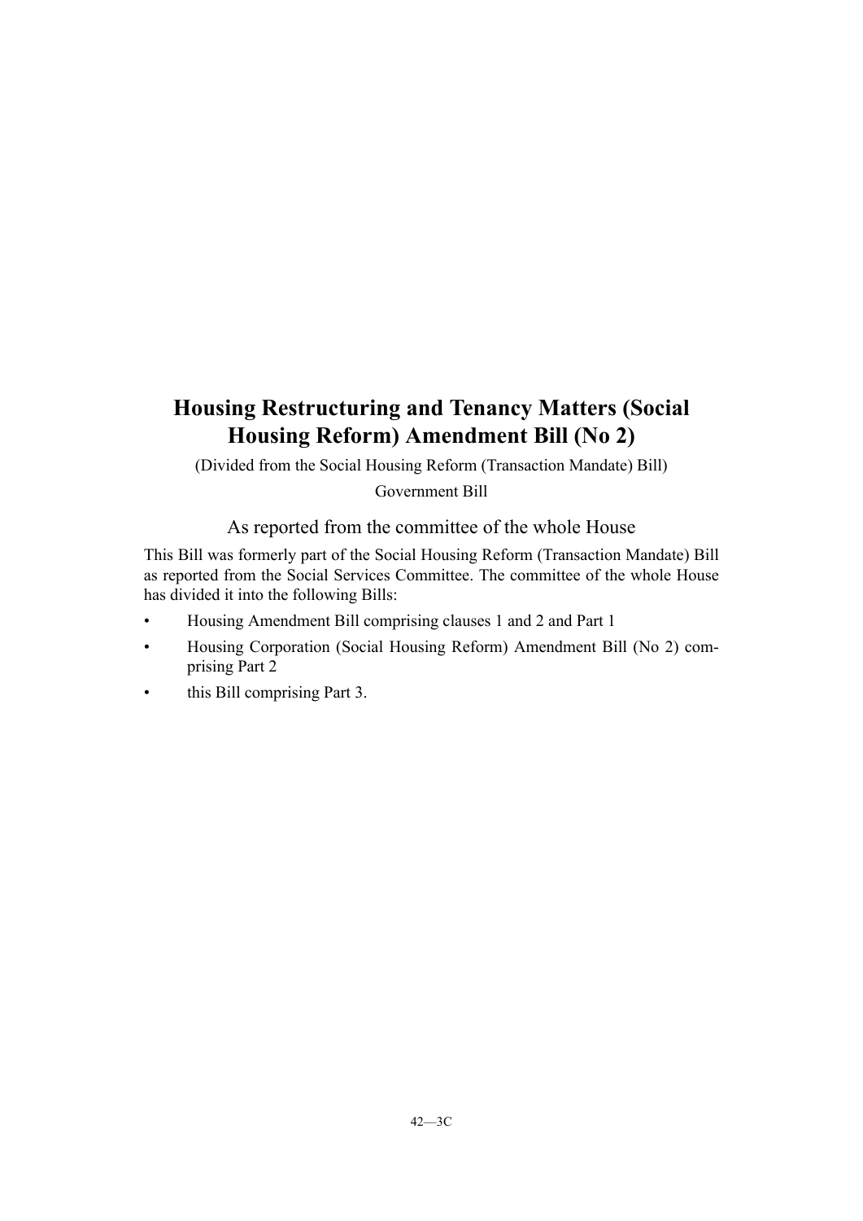# Housing Restructuring and Tenancy Matters (Social Housing Reform) Amendment Bill (No 2)

(Divided from the Social Housing Reform (Transaction Mandate) Bill)

Government Bill

As reported from the committee of the whole House

This Bill was formerly part of the Social Housing Reform (Transaction Mandate) Bill as reported from the Social Services Committee. The committee of the whole House has divided it into the following Bills:

- Housing Amendment Bill comprising clauses 1 and 2 and Part 1
- Housing Corporation (Social Housing Reform) Amendment Bill (No 2) comprising Part 2
- this Bill comprising Part 3.

42—3C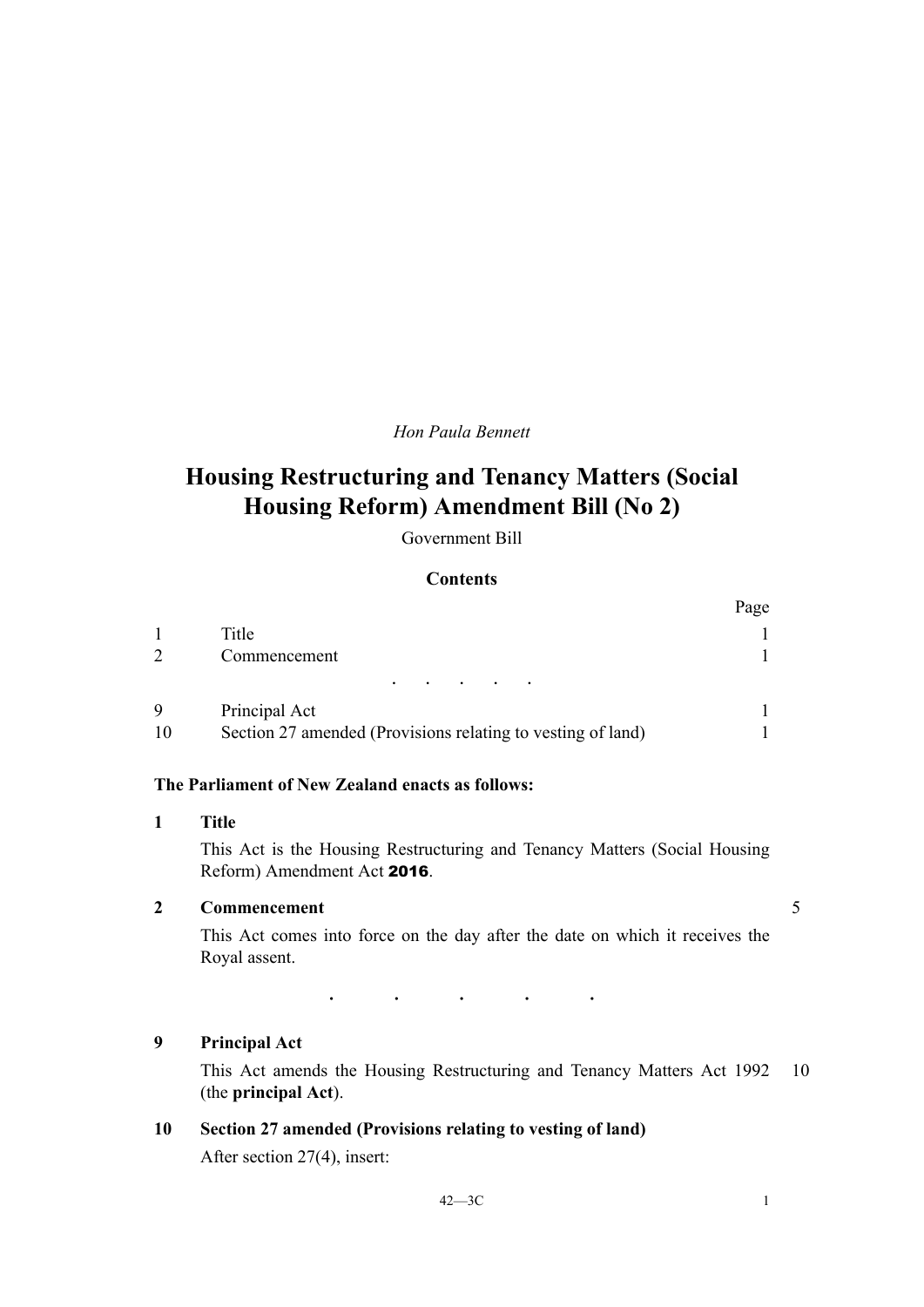*Hon Paula Bennett*

# Housing Restructuring and Tenancy Matters (Social Housing Reform) Amendment Bill (No 2)

Government Bill

## Contents

| | | Page |
|---|---|---|
| 1 | Title | 1 |
| 2 | Commencement | 1 |
| | . . . . . | |
| 9 | Principal Act | 1 |
| 10 | Section 27 amended (Provisions relating to vesting of land) | 1 |

**The Parliament of New Zealand enacts as follows:**

### 1 Title

This Act is the Housing Restructuring and Tenancy Matters (Social Housing Reform) Amendment Act **2016**.

### 2 Commencement

This Act comes into force on the day after the date on which it receives the Royal assent.

. . . . .

### 9 Principal Act

This Act amends the Housing Restructuring and Tenancy Matters Act 1992 (the **principal Act**).

### 10 Section 27 amended (Provisions relating to vesting of land)

After section 27(4), insert: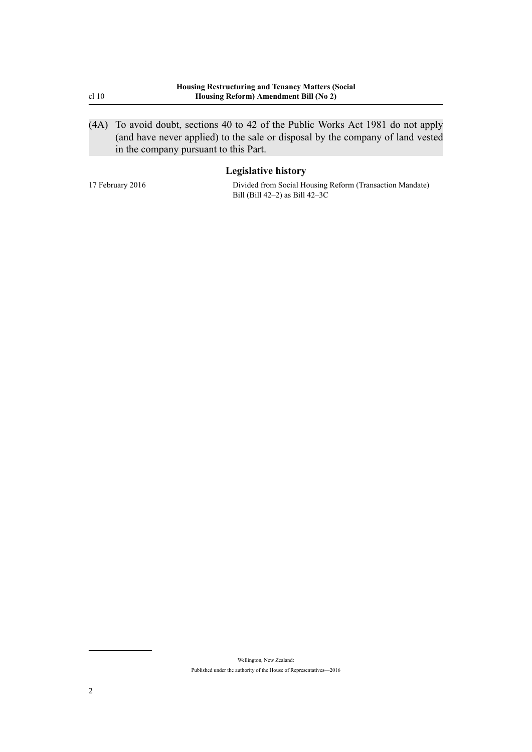(4A) To avoid doubt, sections 40 to 42 of the Public Works Act 1981 do not apply (and have never applied) to the sale or disposal by the company of land vested in the company pursuant to this Part.

## Legislative history

| | |
|---|---|
| 17 February 2016 | Divided from Social Housing Reform (Transaction Mandate) Bill (Bill 42–2) as Bill 42–3C |

Wellington, New Zealand:

Published under the authority of the House of Representatives—2016